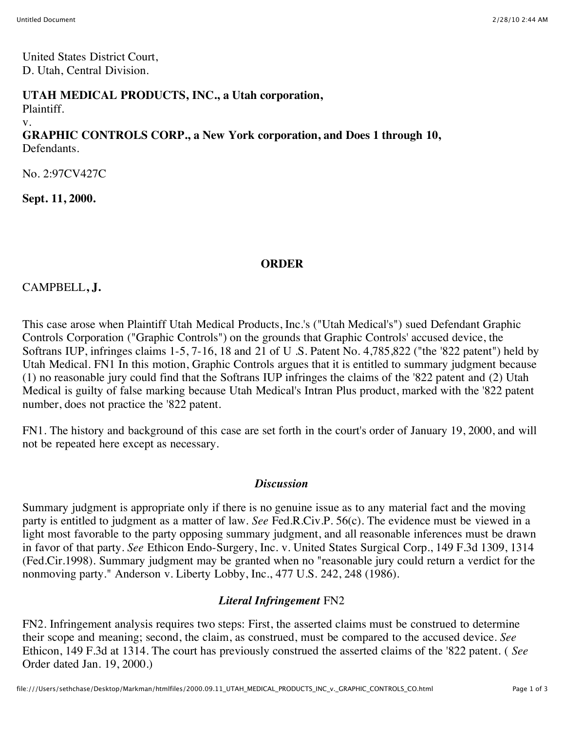United States District Court,
D. Utah, Central Division.

**UTAH MEDICAL PRODUCTS, INC., a Utah corporation,**
Plaintiff.
v.
**GRAPHIC CONTROLS CORP., a New York corporation, and Does 1 through 10,**
Defendants.

No. 2:97CV427C

**Sept. 11, 2000.**

## ORDER

CAMPBELL, **J.**

This case arose when Plaintiff Utah Medical Products, Inc.'s ("Utah Medical's") sued Defendant Graphic Controls Corporation ("Graphic Controls") on the grounds that Graphic Controls' accused device, the Softrans IUP, infringes claims 1-5, 7-16, 18 and 21 of U .S. Patent No. 4,785,822 ("the '822 patent") held by Utah Medical. FN1 In this motion, Graphic Controls argues that it is entitled to summary judgment because (1) no reasonable jury could find that the Softrans IUP infringes the claims of the '822 patent and (2) Utah Medical is guilty of false marking because Utah Medical's Intran Plus product, marked with the '822 patent number, does not practice the '822 patent.

FN1. The history and background of this case are set forth in the court's order of January 19, 2000, and will not be repeated here except as necessary.

### *Discussion*

Summary judgment is appropriate only if there is no genuine issue as to any material fact and the moving party is entitled to judgment as a matter of law. *See* Fed.R.Civ.P. 56(c). The evidence must be viewed in a light most favorable to the party opposing summary judgment, and all reasonable inferences must be drawn in favor of that party. *See* Ethicon Endo-Surgery, Inc. v. United States Surgical Corp., 149 F.3d 1309, 1314 (Fed.Cir.1998). Summary judgment may be granted when no "reasonable jury could return a verdict for the nonmoving party." Anderson v. Liberty Lobby, Inc., 477 U.S. 242, 248 (1986).

### *Literal Infringement* FN2

FN2. Infringement analysis requires two steps: First, the asserted claims must be construed to determine their scope and meaning; second, the claim, as construed, must be compared to the accused device. *See* Ethicon, 149 F.3d at 1314. The court has previously construed the asserted claims of the '822 patent. ( *See* Order dated Jan. 19, 2000.)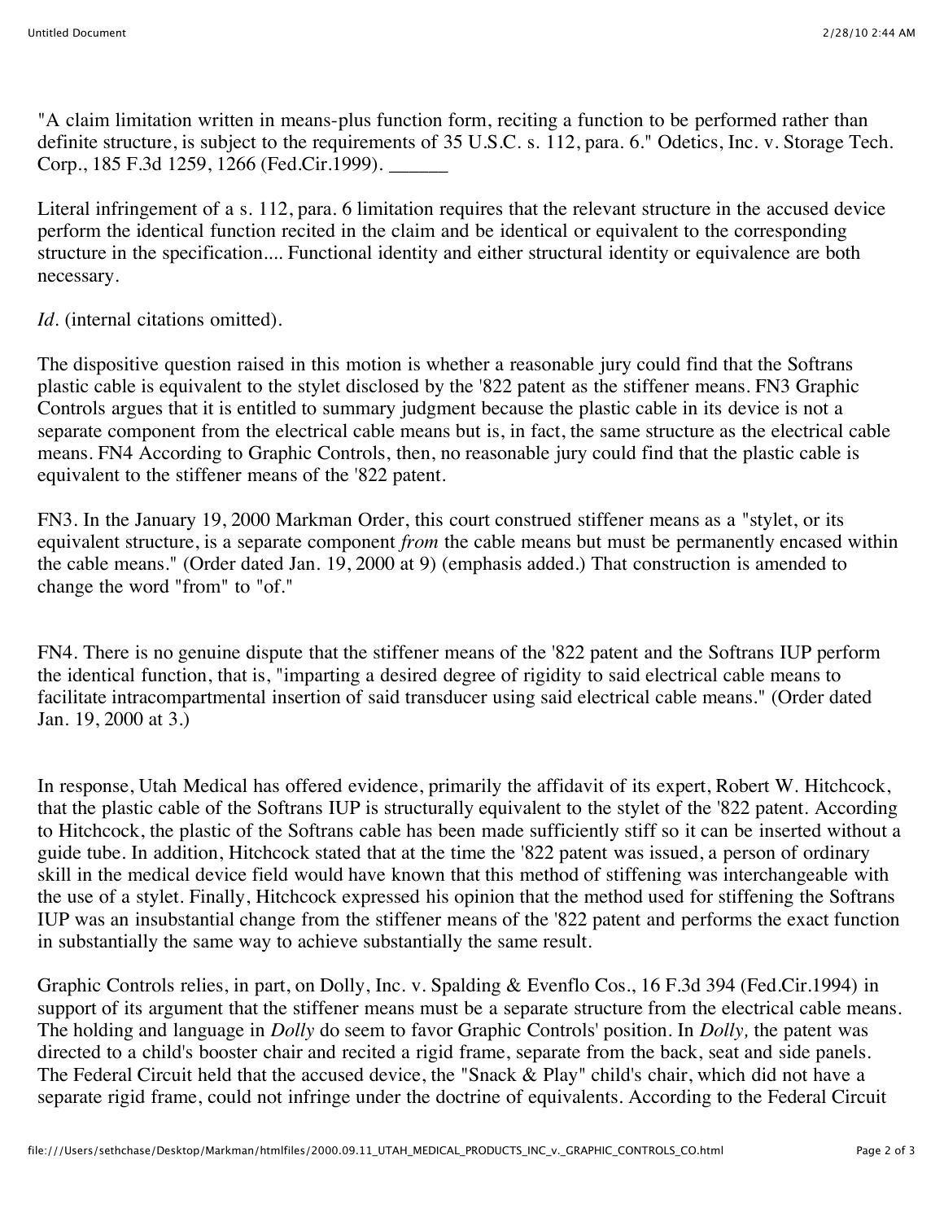"A claim limitation written in means-plus function form, reciting a function to be performed rather than definite structure, is subject to the requirements of 35 U.S.C. s. 112, para. 6." Odetics, Inc. v. Storage Tech. Corp., 185 F.3d 1259, 1266 (Fed.Cir.1999). ______

Literal infringement of a s. 112, para. 6 limitation requires that the relevant structure in the accused device perform the identical function recited in the claim and be identical or equivalent to the corresponding structure in the specification.... Functional identity and either structural identity or equivalence are both necessary.

*Id.* (internal citations omitted).

The dispositive question raised in this motion is whether a reasonable jury could find that the Softrans plastic cable is equivalent to the stylet disclosed by the '822 patent as the stiffener means. FN3 Graphic Controls argues that it is entitled to summary judgment because the plastic cable in its device is not a separate component from the electrical cable means but is, in fact, the same structure as the electrical cable means. FN4 According to Graphic Controls, then, no reasonable jury could find that the plastic cable is equivalent to the stiffener means of the '822 patent.

FN3. In the January 19, 2000 Markman Order, this court construed stiffener means as a "stylet, or its equivalent structure, is a separate component *from* the cable means but must be permanently encased within the cable means." (Order dated Jan. 19, 2000 at 9) (emphasis added.) That construction is amended to change the word "from" to "of."

FN4. There is no genuine dispute that the stiffener means of the '822 patent and the Softrans IUP perform the identical function, that is, "imparting a desired degree of rigidity to said electrical cable means to facilitate intracompartmental insertion of said transducer using said electrical cable means." (Order dated Jan. 19, 2000 at 3.)

In response, Utah Medical has offered evidence, primarily the affidavit of its expert, Robert W. Hitchcock, that the plastic cable of the Softrans IUP is structurally equivalent to the stylet of the '822 patent. According to Hitchcock, the plastic of the Softrans cable has been made sufficiently stiff so it can be inserted without a guide tube. In addition, Hitchcock stated that at the time the '822 patent was issued, a person of ordinary skill in the medical device field would have known that this method of stiffening was interchangeable with the use of a stylet. Finally, Hitchcock expressed his opinion that the method used for stiffening the Softrans IUP was an insubstantial change from the stiffener means of the '822 patent and performs the exact function in substantially the same way to achieve substantially the same result.

Graphic Controls relies, in part, on Dolly, Inc. v. Spalding & Evenflo Cos., 16 F.3d 394 (Fed.Cir.1994) in support of its argument that the stiffener means must be a separate structure from the electrical cable means. The holding and language in *Dolly* do seem to favor Graphic Controls' position. In *Dolly,* the patent was directed to a child's booster chair and recited a rigid frame, separate from the back, seat and side panels. The Federal Circuit held that the accused device, the "Snack & Play" child's chair, which did not have a separate rigid frame, could not infringe under the doctrine of equivalents. According to the Federal Circuit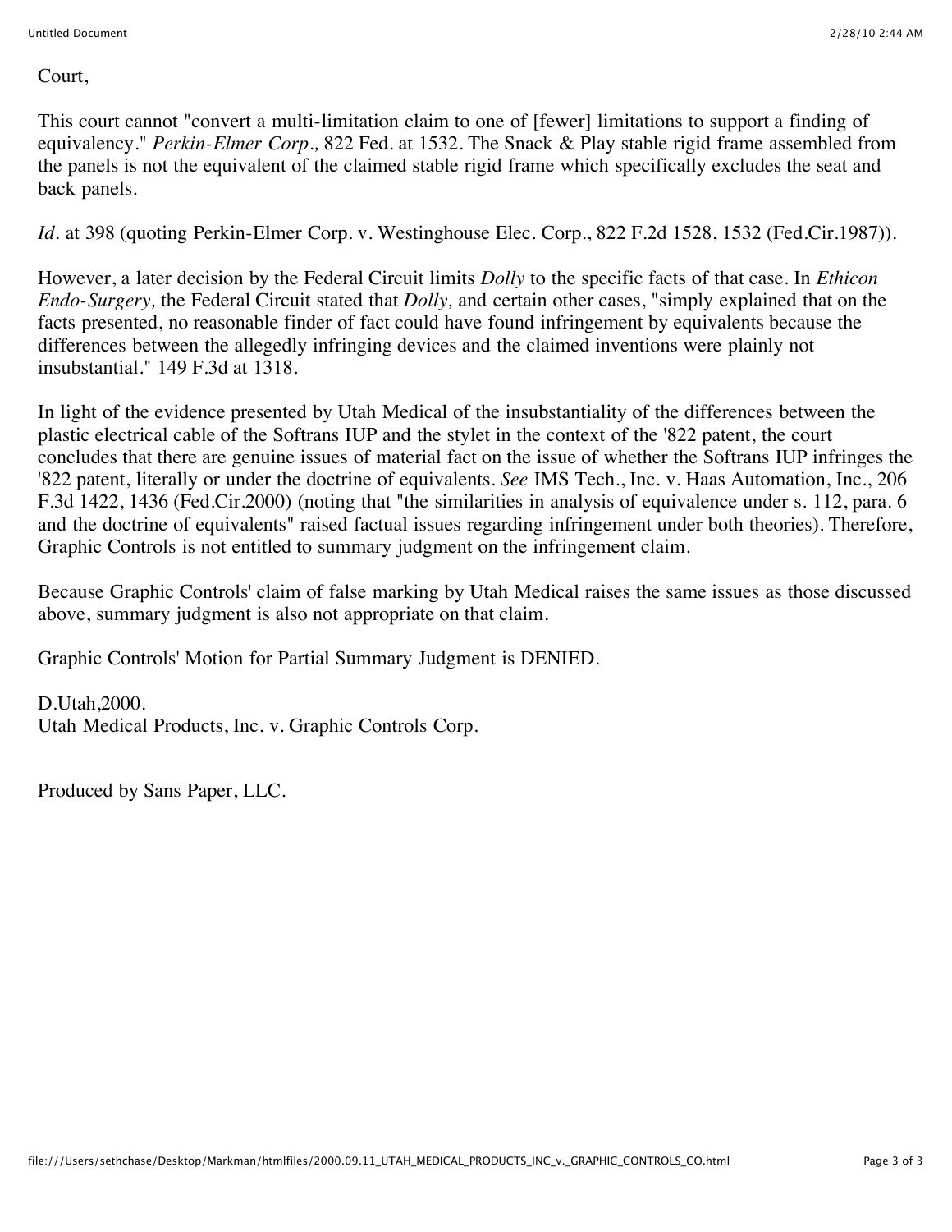Court,

This court cannot "convert a multi-limitation claim to one of [fewer] limitations to support a finding of equivalency." *Perkin-Elmer Corp.,* 822 Fed. at 1532. The Snack & Play stable rigid frame assembled from the panels is not the equivalent of the claimed stable rigid frame which specifically excludes the seat and back panels.

*Id.* at 398 (quoting Perkin-Elmer Corp. v. Westinghouse Elec. Corp., 822 F.2d 1528, 1532 (Fed.Cir.1987)).

However, a later decision by the Federal Circuit limits *Dolly* to the specific facts of that case. In *Ethicon Endo-Surgery,* the Federal Circuit stated that *Dolly,* and certain other cases, "simply explained that on the facts presented, no reasonable finder of fact could have found infringement by equivalents because the differences between the allegedly infringing devices and the claimed inventions were plainly not insubstantial." 149 F.3d at 1318.

In light of the evidence presented by Utah Medical of the insubstantiality of the differences between the plastic electrical cable of the Softrans IUP and the stylet in the context of the '822 patent, the court concludes that there are genuine issues of material fact on the issue of whether the Softrans IUP infringes the '822 patent, literally or under the doctrine of equivalents. *See* IMS Tech., Inc. v. Haas Automation, Inc., 206 F.3d 1422, 1436 (Fed.Cir.2000) (noting that "the similarities in analysis of equivalence under s. 112, para. 6 and the doctrine of equivalents" raised factual issues regarding infringement under both theories). Therefore, Graphic Controls is not entitled to summary judgment on the infringement claim.

Because Graphic Controls' claim of false marking by Utah Medical raises the same issues as those discussed above, summary judgment is also not appropriate on that claim.

Graphic Controls' Motion for Partial Summary Judgment is DENIED.

D.Utah,2000.
Utah Medical Products, Inc. v. Graphic Controls Corp.

Produced by Sans Paper, LLC.